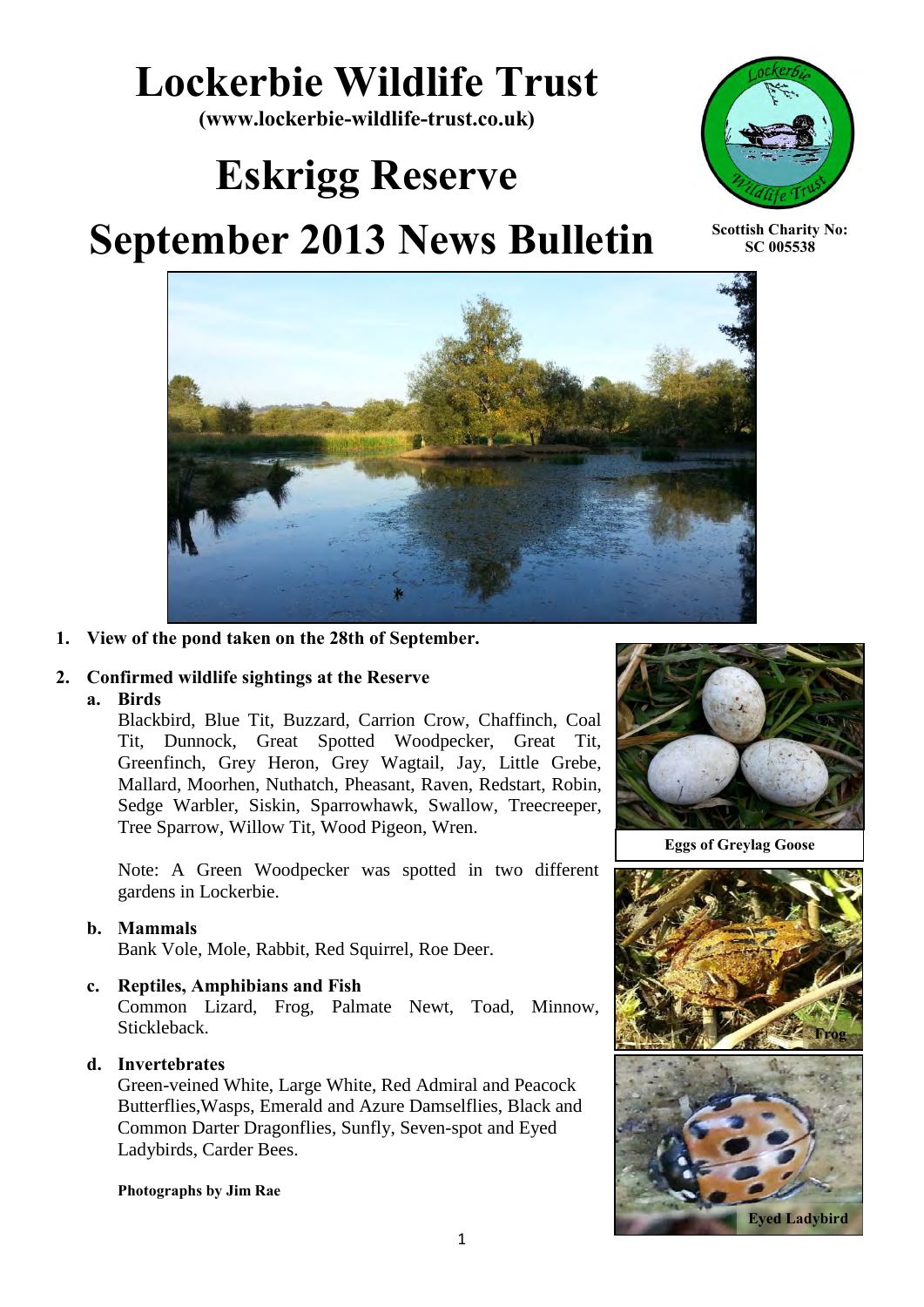# Lockerbie Wildlife Trust

**(www.lockerbie-wildlife-trust.co.uk)**

# Eskrigg Reserve

# September 2013 News Bulletin

**Scottish Charity No: SC 005538**

1. **View of the pond taken on the 28th of September.**

2. **Confirmed wildlife sightings at the Reserve**

   a. **Birds**

   Blackbird, Blue Tit, Buzzard, Carrion Crow, Chaffinch, Coal Tit, Dunnock, Great Spotted Woodpecker, Great Tit, Greenfinch, Grey Heron, Grey Wagtail, Jay, Little Grebe, Mallard, Moorhen, Nuthatch, Pheasant, Raven, Redstart, Robin, Sedge Warbler, Siskin, Sparrowhawk, Swallow, Treecreeper, Tree Sparrow, Willow Tit, Wood Pigeon, Wren.

   Note: A Green Woodpecker was spotted in two different gardens in Lockerbie.

   b. **Mammals**

   Bank Vole, Mole, Rabbit, Red Squirrel, Roe Deer.

   c. **Reptiles, Amphibians and Fish**

   Common Lizard, Frog, Palmate Newt, Toad, Minnow, Stickleback.

   d. **Invertebrates**

   Green-veined White, Large White, Red Admiral and Peacock Butterflies,Wasps, Emerald and Azure Damselflies, Black and Common Darter Dragonflies, Sunfly, Seven-spot and Eyed Ladybirds, Carder Bees.

   **Photographs by Jim Rae**

**Eggs of Greylag Goose**

**Frog**

**Eyed Ladybird**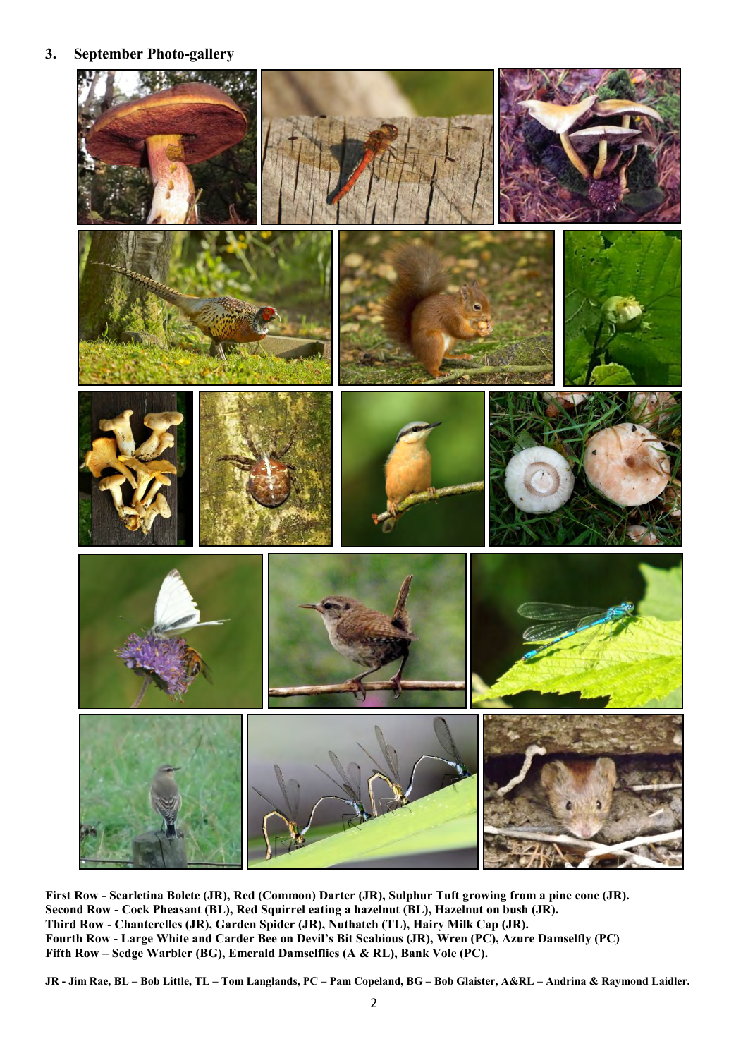## 3. September Photo-gallery

**First Row - Scarletina Bolete (JR), Red (Common) Darter (JR), Sulphur Tuft growing from a pine cone (JR).**
**Second Row - Cock Pheasant (BL), Red Squirrel eating a hazelnut (BL), Hazelnut on bush (JR).**
**Third Row - Chanterelles (JR), Garden Spider (JR), Nuthatch (TL), Hairy Milk Cap (JR).**
**Fourth Row - Large White and Carder Bee on Devil's Bit Scabious (JR), Wren (PC), Azure Damselfly (PC)**
**Fifth Row – Sedge Warbler (BG), Emerald Damselflies (A & RL), Bank Vole (PC).**

**JR - Jim Rae, BL – Bob Little, TL – Tom Langlands, PC – Pam Copeland, BG – Bob Glaister, A&RL – Andrina & Raymond Laidler.**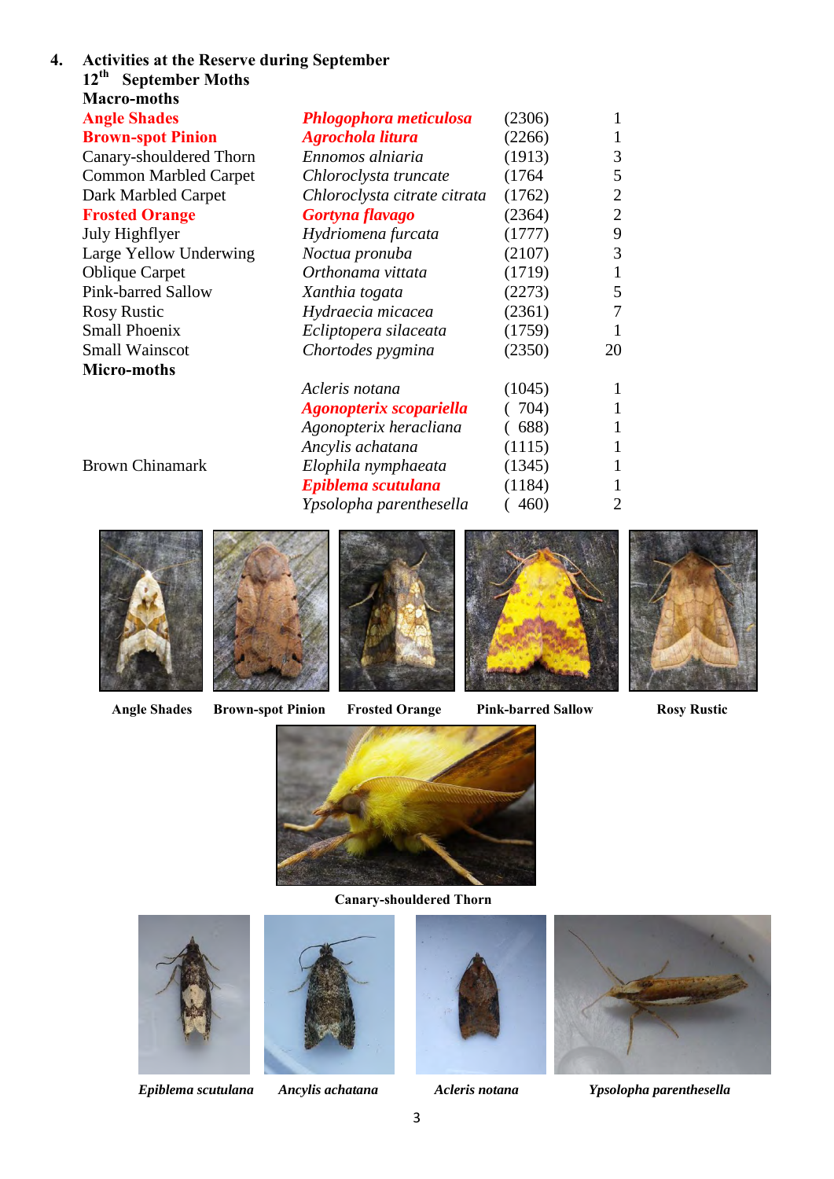## 4. Activities at the Reserve during September

### 12th September Moths

**Macro-moths**

| Common name | Scientific name | Code | Count |
|---|---|---|---|
| **Angle Shades** | ***Phlogophora meticulosa*** | (2306) | 1 |
| **Brown-spot Pinion** | ***Agrochola litura*** | (2266) | 1 |
| Canary-shouldered Thorn | *Ennomos alniaria* | (1913) | 3 |
| Common Marbled Carpet | *Chloroclysta truncate* | (1764 | 5 |
| Dark Marbled Carpet | *Chloroclysta citrate citrata* | (1762) | 2 |
| **Frosted Orange** | ***Gortyna flavago*** | (2364) | 2 |
| July Highflyer | *Hydriomena furcata* | (1777) | 9 |
| Large Yellow Underwing | *Noctua pronuba* | (2107) | 3 |
| Oblique Carpet | *Orthonama vittata* | (1719) | 1 |
| Pink-barred Sallow | *Xanthia togata* | (2273) | 5 |
| Rosy Rustic | *Hydraecia micacea* | (2361) | 7 |
| Small Phoenix | *Ecliptopera silaceata* | (1759) | 1 |
| Small Wainscot | *Chortodes pygmina* | (2350) | 20 |

**Micro-moths**

| Common name | Scientific name | Code | Count |
|---|---|---|---|
| | *Acleris notana* | (1045) | 1 |
| | ***Agonopterix scopariella*** | ( 704) | 1 |
| | *Agonopterix heracliana* | ( 688) | 1 |
| | *Ancylis achatana* | (1115) | 1 |
| Brown Chinamark | *Elophila nymphaeata* | (1345) | 1 |
| | ***Epiblema scutulana*** | (1184) | 1 |
| | *Ypsolopha parenthesella* | ( 460) | 2 |

**Angle Shades** **Brown-spot Pinion** **Frosted Orange** **Pink-barred Sallow** **Rosy Rustic**

**Canary-shouldered Thorn**

***Epiblema scutulana*** ***Ancylis achatana*** ***Acleris notana*** ***Ypsolopha parenthesella***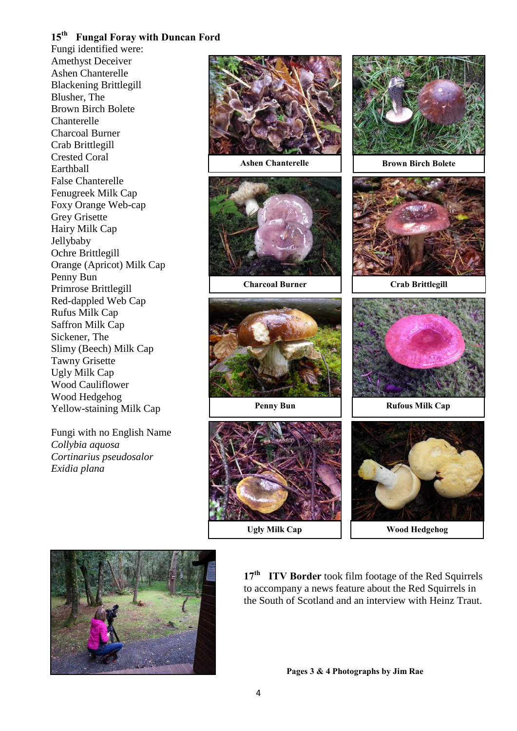### 15th Fungal Foray with Duncan Ford

Fungi identified were:

Amethyst Deceiver
Ashen Chanterelle
Blackening Brittlegill
Blusher, The
Brown Birch Bolete
Chanterelle
Charcoal Burner
Crab Brittlegill
Crested Coral
Earthball
False Chanterelle
Fenugreek Milk Cap
Foxy Orange Web-cap
Grey Grisette
Hairy Milk Cap
Jellybaby
Ochre Brittlegill
Orange (Apricot) Milk Cap
Penny Bun
Primrose Brittlegill
Red-dappled Web Cap
Rufus Milk Cap
Saffron Milk Cap
Sickener, The
Slimy (Beech) Milk Cap
Tawny Grisette
Ugly Milk Cap
Wood Cauliflower
Wood Hedgehog
Yellow-staining Milk Cap

Fungi with no English Name

*Collybia aquosa*
*Cortinarius pseudosalor*
*Exidia plana*

**Ashen Chanterelle**

**Brown Birch Bolete**

**Charcoal Burner**

**Crab Brittlegill**

**Penny Bun**

**Rufous Milk Cap**

**Ugly Milk Cap**

**Wood Hedgehog**

**17th ITV Border** took film footage of the Red Squirrels to accompany a news feature about the Red Squirrels in the South of Scotland and an interview with Heinz Traut.

**Pages 3 & 4 Photographs by Jim Rae**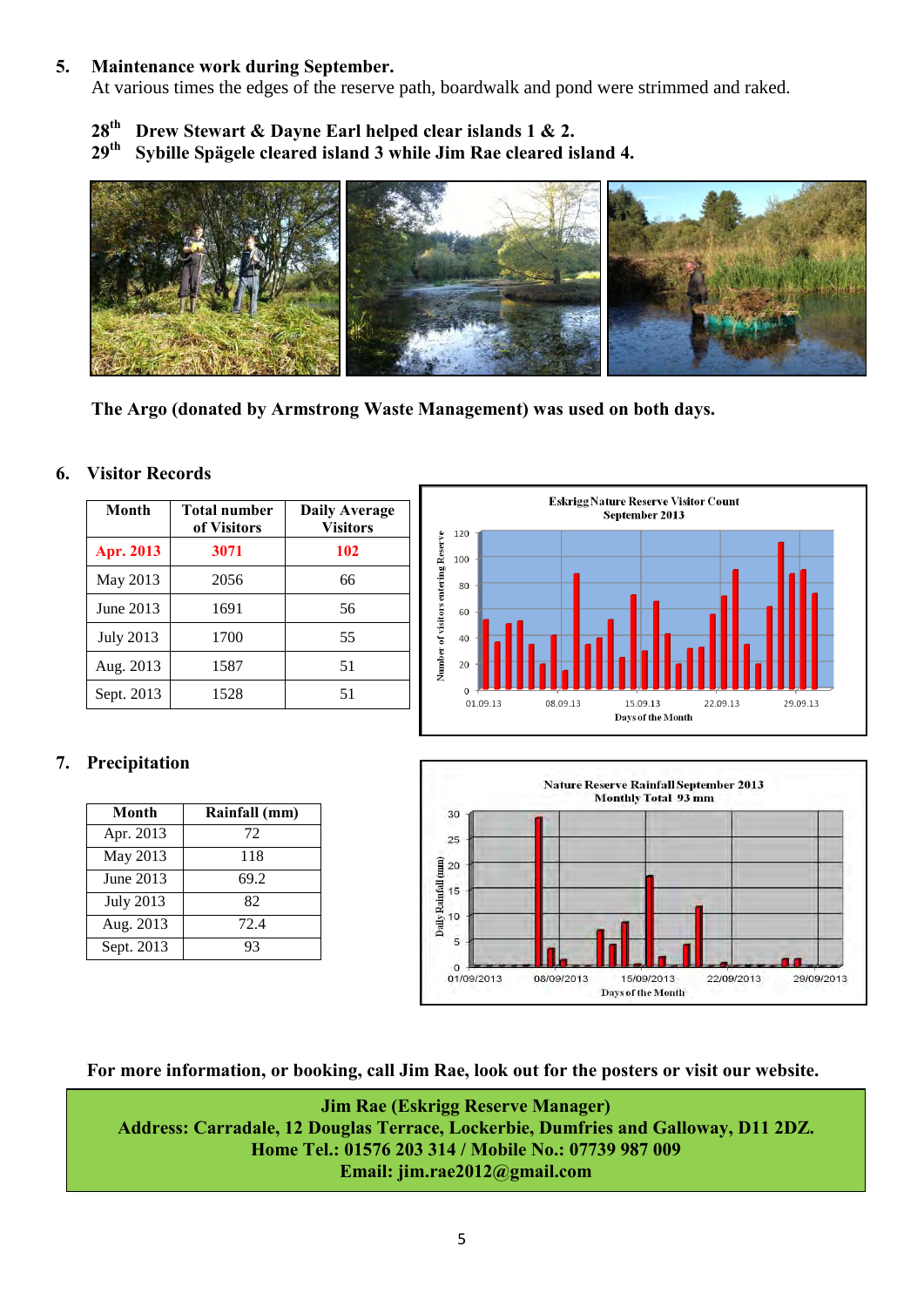## 5. Maintenance work during September.

At various times the edges of the reserve path, boardwalk and pond were strimmed and raked.

**28th Drew Stewart & Dayne Earl helped clear islands 1 & 2.**
**29th Sybille Spägele cleared island 3 while Jim Rae cleared island 4.**

**The Argo (donated by Armstrong Waste Management) was used on both days.**

## 6. Visitor Records

| Month | Total number of Visitors | Daily Average Visitors |
|---|---|---|
| Apr. 2013 | 3071 | 102 |
| May 2013 | 2056 | 66 |
| June 2013 | 1691 | 56 |
| July 2013 | 1700 | 55 |
| Aug. 2013 | 1587 | 51 |
| Sept. 2013 | 1528 | 51 |

Eskrigg Nature Reserve Visitor Count
September 2013
Number of visitors entering Reserve
120
100
80
60
40
20
0
01.09.13
08.09.13
15.09.13
22.09.13
29.09.13
Days of the Month

## 7. Precipitation

| Month | Rainfall (mm) |
|---|---|
| Apr. 2013 | 72 |
| May 2013 | 118 |
| June 2013 | 69.2 |
| July 2013 | 82 |
| Aug. 2013 | 72.4 |
| Sept. 2013 | 93 |

Nature Reserve Rainfall September 2013
Monthly Total 93 mm
Daily Rainfall (mm)
30
25
20
15
10
5
0
01/09/2013
08/09/2013
15/09/2013
22/09/2013
29/09/2013
Days of the Month

**For more information, or booking, call Jim Rae, look out for the posters or visit our website.**

**Jim Rae (Eskrigg Reserve Manager)**
**Address: Carradale, 12 Douglas Terrace, Lockerbie, Dumfries and Galloway, D11 2DZ.**
**Home Tel.: 01576 203 314 / Mobile No.: 07739 987 009**
**Email: jim.rae2012@gmail.com**